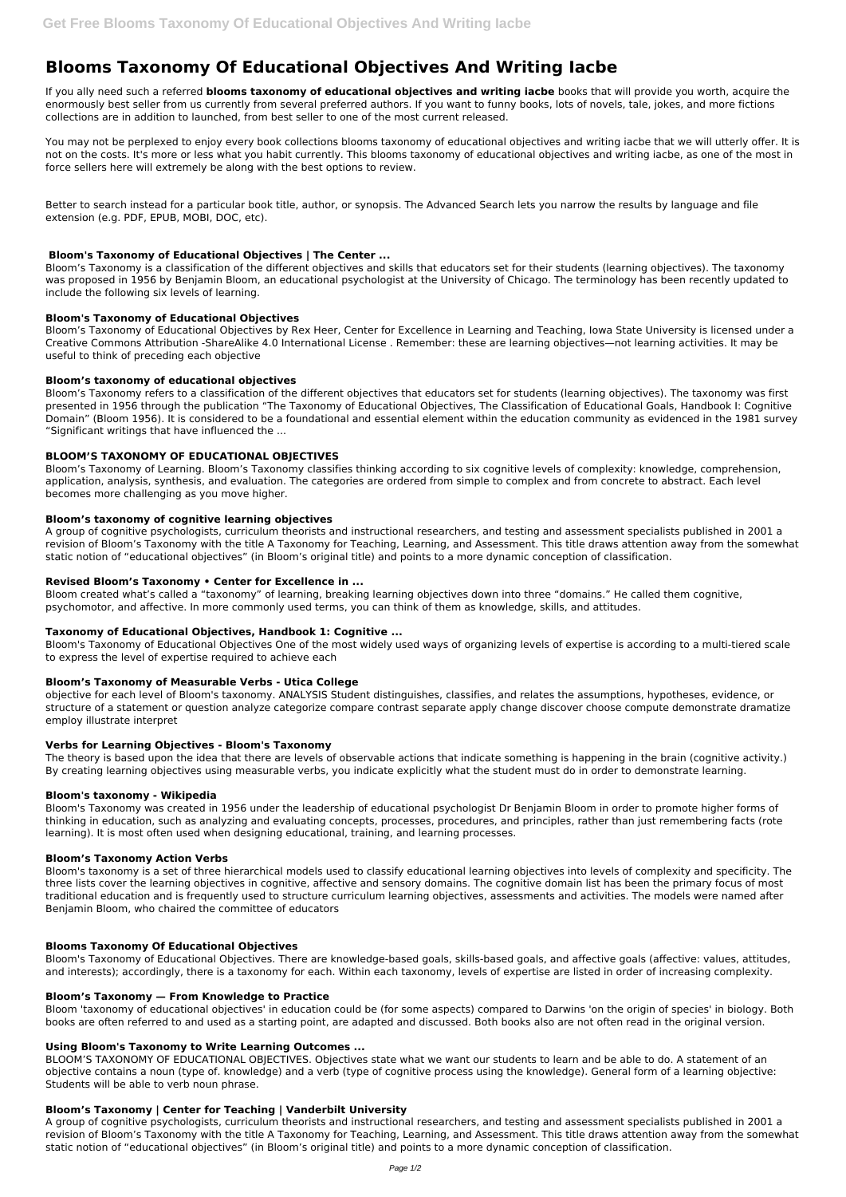# Blooms Taxonomy Of Educational Objectives And Writing Iacbe

If you ally need such a referred **blooms taxonomy of educational objectives and writing iacbe** books that will provide you worth, acquire the enormously best seller from us currently from several preferred authors. If you want to funny books, lots of novels, tale, jokes, and more fictions collections are in addition to launched, from best seller to one of the most current released.

You may not be perplexed to enjoy every book collections blooms taxonomy of educational objectives and writing iacbe that we will utterly offer. It is not on the costs. It's more or less what you habit currently. This blooms taxonomy of educational objectives and writing iacbe, as one of the most in force sellers here will extremely be along with the best options to review.

Better to search instead for a particular book title, author, or synopsis. The Advanced Search lets you narrow the results by language and file extension (e.g. PDF, EPUB, MOBI, DOC, etc).

### Bloom's Taxonomy of Educational Objectives | The Center ...

Bloom's Taxonomy is a classification of the different objectives and skills that educators set for their students (learning objectives). The taxonomy was proposed in 1956 by Benjamin Bloom, an educational psychologist at the University of Chicago. The terminology has been recently updated to include the following six levels of learning.

### Bloom's Taxonomy of Educational Objectives

Bloom's Taxonomy of Educational Objectives by Rex Heer, Center for Excellence in Learning and Teaching, Iowa State University is licensed under a Creative Commons Attribution -ShareAlike 4.0 International License . Remember: these are learning objectives—not learning activities. It may be useful to think of preceding each objective

### Bloom's taxonomy of educational objectives

Bloom's Taxonomy refers to a classification of the different objectives that educators set for students (learning objectives). The taxonomy was first presented in 1956 through the publication "The Taxonomy of Educational Objectives, The Classification of Educational Goals, Handbook I: Cognitive Domain" (Bloom 1956). It is considered to be a foundational and essential element within the education community as evidenced in the 1981 survey "Significant writings that have influenced the ...

### BLOOM'S TAXONOMY OF EDUCATIONAL OBJECTIVES

Bloom's Taxonomy of Learning. Bloom's Taxonomy classifies thinking according to six cognitive levels of complexity: knowledge, comprehension, application, analysis, synthesis, and evaluation. The categories are ordered from simple to complex and from concrete to abstract. Each level becomes more challenging as you move higher.

### Bloom's taxonomy of cognitive learning objectives

A group of cognitive psychologists, curriculum theorists and instructional researchers, and testing and assessment specialists published in 2001 a revision of Bloom's Taxonomy with the title A Taxonomy for Teaching, Learning, and Assessment. This title draws attention away from the somewhat static notion of "educational objectives" (in Bloom's original title) and points to a more dynamic conception of classification.

### Revised Bloom's Taxonomy • Center for Excellence in ...

Bloom created what's called a "taxonomy" of learning, breaking learning objectives down into three "domains." He called them cognitive, psychomotor, and affective. In more commonly used terms, you can think of them as knowledge, skills, and attitudes.

### Taxonomy of Educational Objectives, Handbook 1: Cognitive ...

Bloom's Taxonomy of Educational Objectives One of the most widely used ways of organizing levels of expertise is according to a multi-tiered scale to express the level of expertise required to achieve each

### Bloom's Taxonomy of Measurable Verbs - Utica College

objective for each level of Bloom's taxonomy. ANALYSIS Student distinguishes, classifies, and relates the assumptions, hypotheses, evidence, or structure of a statement or question analyze categorize compare contrast separate apply change discover choose compute demonstrate dramatize employ illustrate interpret

### Verbs for Learning Objectives - Bloom's Taxonomy

The theory is based upon the idea that there are levels of observable actions that indicate something is happening in the brain (cognitive activity.) By creating learning objectives using measurable verbs, you indicate explicitly what the student must do in order to demonstrate learning.

### Bloom's taxonomy - Wikipedia

Bloom's Taxonomy was created in 1956 under the leadership of educational psychologist Dr Benjamin Bloom in order to promote higher forms of thinking in education, such as analyzing and evaluating concepts, processes, procedures, and principles, rather than just remembering facts (rote learning). It is most often used when designing educational, training, and learning processes.

### Bloom's Taxonomy Action Verbs

Bloom's taxonomy is a set of three hierarchical models used to classify educational learning objectives into levels of complexity and specificity. The three lists cover the learning objectives in cognitive, affective and sensory domains. The cognitive domain list has been the primary focus of most traditional education and is frequently used to structure curriculum learning objectives, assessments and activities. The models were named after Benjamin Bloom, who chaired the committee of educators

### Blooms Taxonomy Of Educational Objectives

Bloom's Taxonomy of Educational Objectives. There are knowledge-based goals, skills-based goals, and affective goals (affective: values, attitudes, and interests); accordingly, there is a taxonomy for each. Within each taxonomy, levels of expertise are listed in order of increasing complexity.

### Bloom's Taxonomy — From Knowledge to Practice

Bloom 'taxonomy of educational objectives' in education could be (for some aspects) compared to Darwins 'on the origin of species' in biology. Both books are often referred to and used as a starting point, are adapted and discussed. Both books also are not often read in the original version.

### Using Bloom's Taxonomy to Write Learning Outcomes ...

BLOOM'S TAXONOMY OF EDUCATIONAL OBJECTIVES. Objectives state what we want our students to learn and be able to do. A statement of an objective contains a noun (type of. knowledge) and a verb (type of cognitive process using the knowledge). General form of a learning objective: Students will be able to verb noun phrase.

### Bloom's Taxonomy | Center for Teaching | Vanderbilt University

A group of cognitive psychologists, curriculum theorists and instructional researchers, and testing and assessment specialists published in 2001 a revision of Bloom's Taxonomy with the title A Taxonomy for Teaching, Learning, and Assessment. This title draws attention away from the somewhat static notion of "educational objectives" (in Bloom's original title) and points to a more dynamic conception of classification.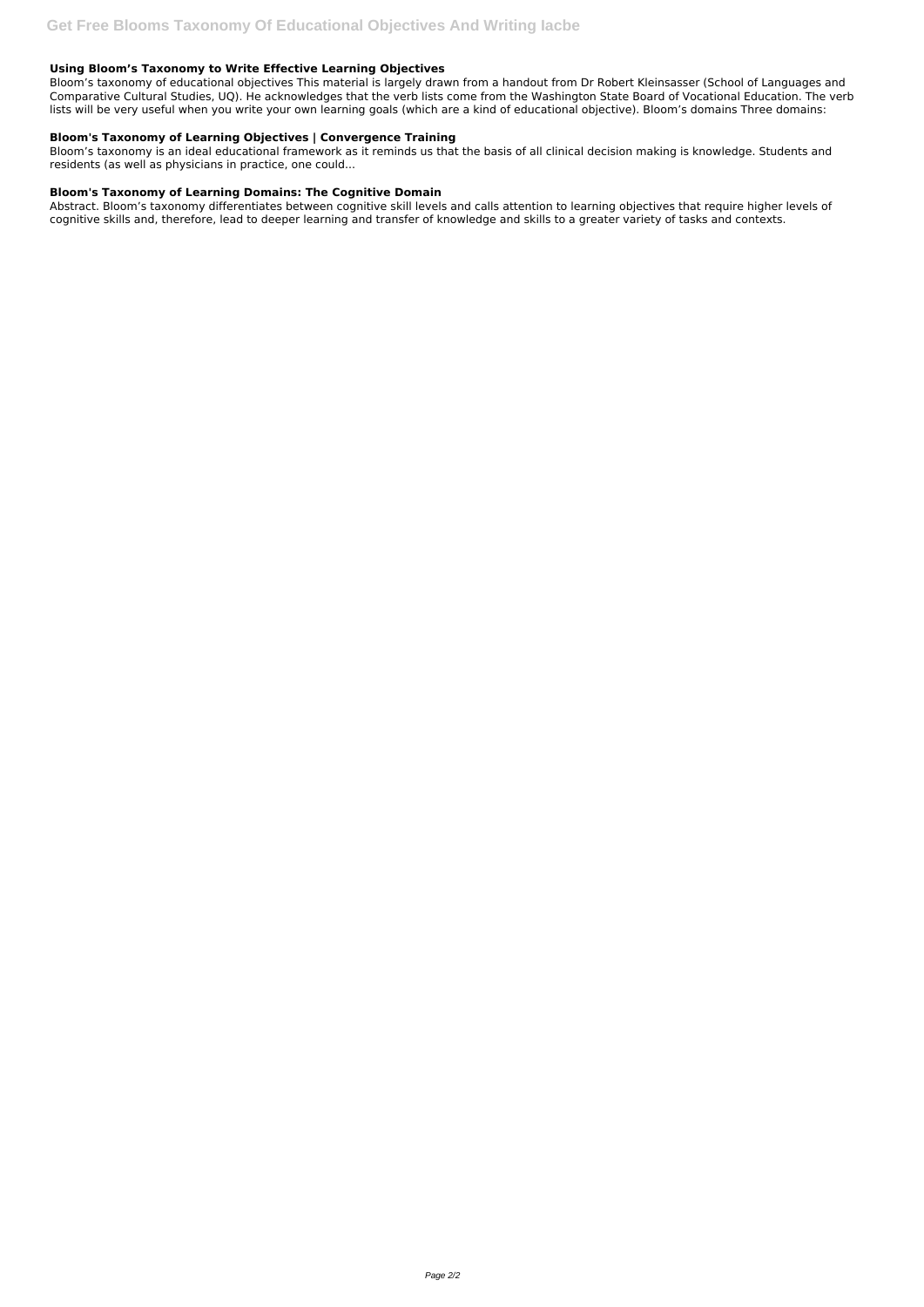### Using Bloom's Taxonomy to Write Effective Learning Objectives

Bloom's taxonomy of educational objectives This material is largely drawn from a handout from Dr Robert Kleinsasser (School of Languages and Comparative Cultural Studies, UQ). He acknowledges that the verb lists come from the Washington State Board of Vocational Education. The verb lists will be very useful when you write your own learning goals (which are a kind of educational objective). Bloom's domains Three domains:

### Bloom's Taxonomy of Learning Objectives | Convergence Training

Bloom's taxonomy is an ideal educational framework as it reminds us that the basis of all clinical decision making is knowledge. Students and residents (as well as physicians in practice, one could...

### Bloom's Taxonomy of Learning Domains: The Cognitive Domain

Abstract. Bloom's taxonomy differentiates between cognitive skill levels and calls attention to learning objectives that require higher levels of cognitive skills and, therefore, lead to deeper learning and transfer of knowledge and skills to a greater variety of tasks and contexts.